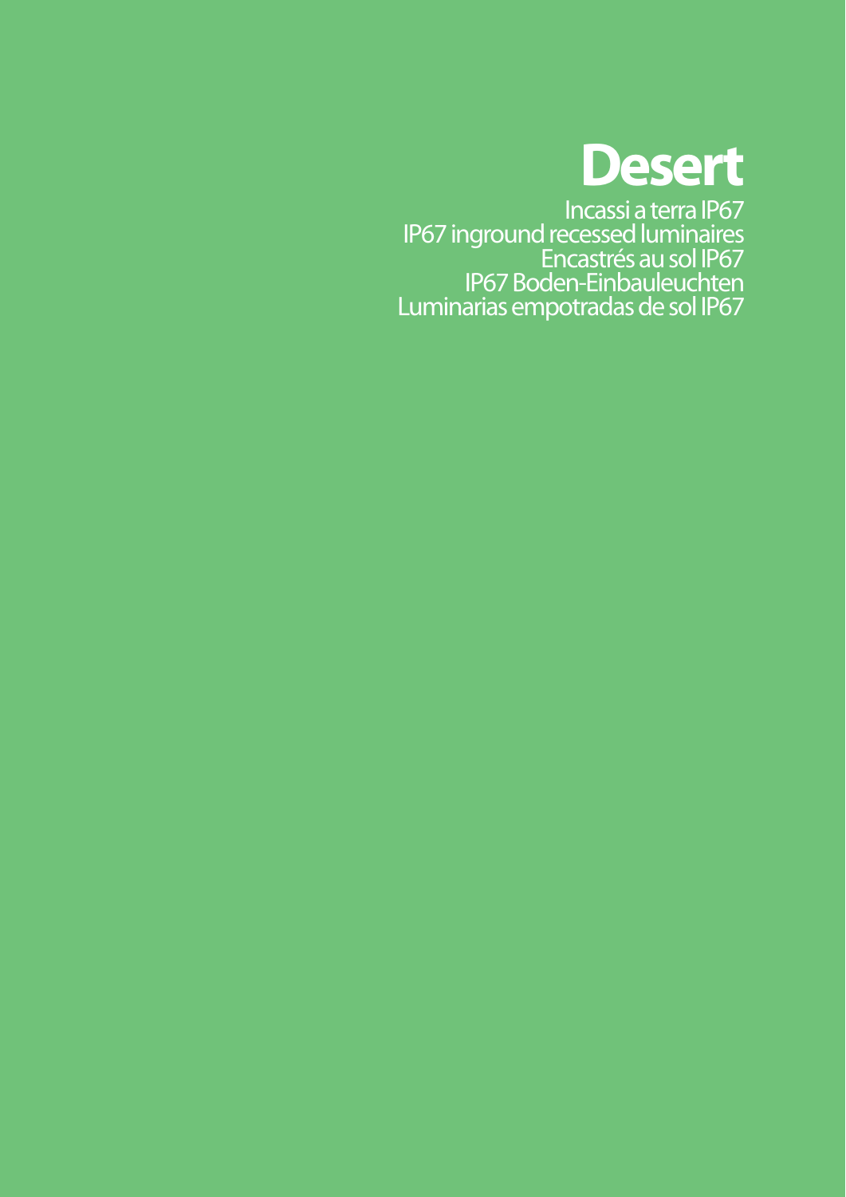# Desert

Incassi a terra IP67
IP67 inground recessed luminaires
Encastrés au sol IP67
IP67 Boden-Einbauleuchten
Luminarias empotradas de sol IP67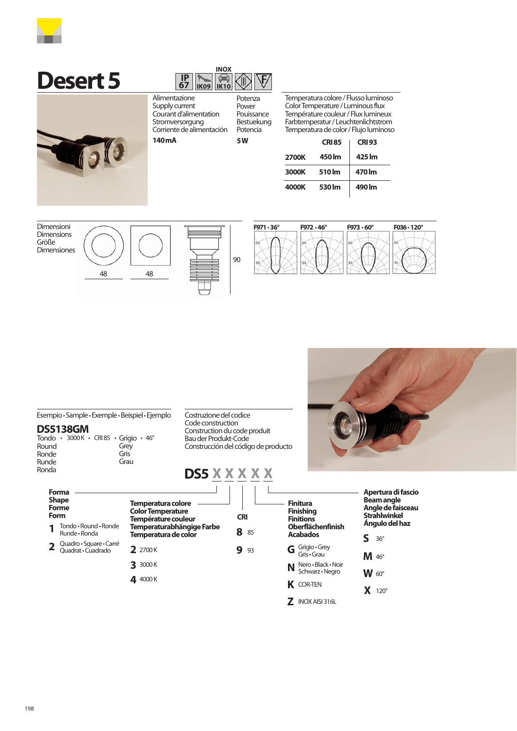# Desert 5

IP 67 · IK09 · INOX IK10

| Alimentazione<br>Supply current<br>Courant d'alimentation<br>Stromversorgung<br>Corriente de alimentación | Potenza<br>Power<br>Pouissance<br>Bestuekung<br>Potencia |
|---|---|
| **140 mA** | **5 W** |

Temperatura colore / Flusso luminoso
Color Temperature / Luminous flux
Température couleur / Flux lumineux
Farbtemperatur / Leuchtenlichtstrom
Temperatura de color / Flujo luminoso

| | CRI 85 | CRI 93 |
|---|---|---|
| **2700K** | 450 lm | 425 lm |
| **3000K** | 510 lm | 470 lm |
| **4000K** | 530 lm | 490 lm |

Dimensioni
Dimensions
Größe
Dimensiones

48 · 48 · 90

F971 · 36° | F972 · 46° | F973 · 60° | F036 · 120°

Esempio · Sample · Exemple · Beispiel · Ejemplo

**DS5138GM**

Tondo · 3000 K · CRI 85 · Grigio · 46°
Round / Ronde / Runde / Ronda — Grey / Gris / Grau

Costruzione del codice
Code construction
Construction du code produit
Bau der Produkt-Code
Construcción del código de producto

**DS5 X X X X X**

**Forma / Shape / Forme / Form**
- **1** Tondo · Round · Ronde · Runde · Ronda
- **2** Quadro · Square · Carré · Quadrat · Cuadrado

**Temperatura colore / Color Temperature / Température couleur / Temperaturabhängige Farbe / Temperatura de color**
- **2** 2700 K
- **3** 3000 K
- **4** 4000 K

**CRI**
- **8** 85
- **9** 93

**Finitura / Finishing / Finitions / Oberflächenfinish / Acabados**
- **G** Grigio · Grey · Gris · Grau
- **N** Nero · Black · Noir · Schwarz · Negro
- **K** COR-TEN
- **Z** INOX AISI 316L

**Apertura di fascio / Beam angle / Angle de faisceau / Strahlwinkel / Ángulo del haz**
- **S** 36°
- **M** 46°
- **W** 60°
- **X** 120°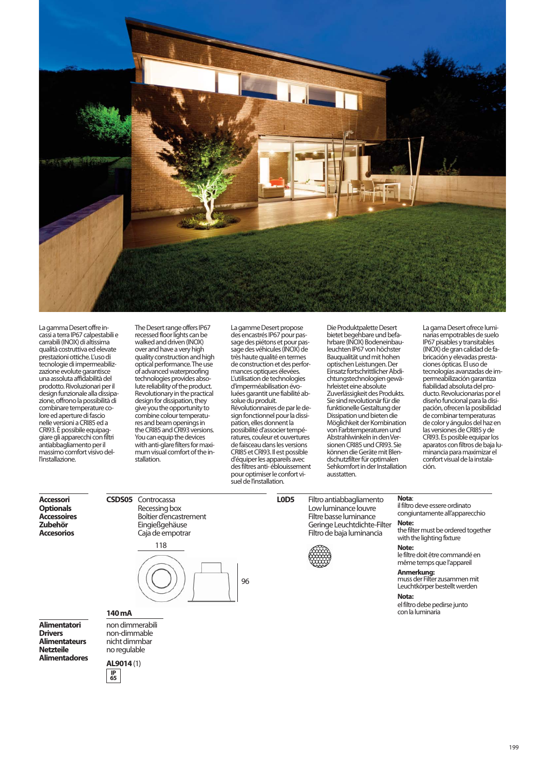La gamma Desert offre incassi a terra IP67 calpestabili e carrabili (INOX) di altissima qualità costruttiva ed elevate prestazioni ottiche. L'uso di tecnologie di impermeabilizzazione evolute garantisce una assoluta affidabilità del prodotto. Rivoluzionari per il design funzionale alla dissipazione, offrono la possibilità di combinare temperature colore ed aperture di fascio nelle versioni a CRI85 ed a CRI93. È possibile equipaggiare gli apparecchi con filtri antiabbagliamento per il massimo comfort visivo dell'installazione.

The Desert range offers IP67 recessed floor lights can be walked and driven (INOX) over and have a very high quality construction and high optical performance. The use of advanced waterproofing technologies provides absolute reliability of the product. Revolutionary in the practical design for dissipation, they give you the opportunity to combine colour temperatures and beam openings in the CRI85 and CRI93 versions. You can equip the devices with anti-glare filters for maximum visual comfort of the installation.

La gamme Desert propose des encastrés IP67 pour passage des piétons et pour passage des véhicules (INOX) de très haute qualité en termes de construction et des performances optiques élevées. L'utilisation de technologies d'imperméabilisation évoluées garantit une fiabilité absolue du produit. Révolutionnaires de par le design fonctionnel pour la dissipation, elles donnent la possibilité d'associer températures, couleur et ouvertures de faisceau dans les versions CRI85 et CRI93. Il est possible d'équiper les appareils avec des filtres anti- éblouissement pour optimiser le confort visuel de l'installation.

Die Produktpalette Desert bietet begehbare und befahrbare (INOX) Bodeneinbauleuchten IP67 von höchster Bauqualität und mit hohen optischen Leistungen. Der Einsatz fortschrittlicher Abdichtungstechnologien gewährleistet eine absolute Zuverlässigkeit des Produkts. Sie sind revolutionär für die funktionelle Gestaltung der Dissipation und bieten die Möglichkeit der Kombination von Farbtemperaturen und Abstrahlwinkeln in den Versionen CRI85 und CRI93. Sie können die Geräte mit Blendschutzfilter für optimalen Sehkomfort in der Installation ausstatten.

La gama Desert ofrece luminarias empotrables de suelo IP67 pisables y transitables (INOX) de gran calidad de fabricación y elevadas prestaciones ópticas. El uso de tecnologías avanzadas de impermeabilización garantiza fiabilidad absoluta del producto. Revolucionarias por el diseño funcional para la disipación, ofrecen la posibilidad de combinar temperaturas de color y ángulos del haz en las versiones de CRI85 y de CRI93. Es posible equipar los aparatos con filtros de baja luminancia para maximizar el confort visual de la instalación.

**Accessori**
**Optionals**
**Accessoires**
**Zubehör**
**Accesorios**

**CSDS05** Controcassa
Recessing box
Boîtier d'encastrement
Eingießgehäuse
Caja de empotrar

118

96

**L0D5** Filtro antiabbagliamento
Low luminance louvre
Filtre basse luminance
Geringe Leuchtdichte-Filter
Filtro de baja luminancia

**Nota**:
il filtro deve essere ordinato congiuntamente all'apparecchio

**Note:**
the filter must be ordered together with the lighting fixture

**Note:**
le filtre doit être commandé en même temps que l'appareil

**Anmerkung:**
muss der Filter zusammen mit Leuchtkörper bestellt werden

**Nota:**
el filtro debe pedirse junto con la luminaria

**Alimentatori**
**Drivers**
**Alimentateurs**
**Netzteile**
**Alimentadores**

**140 mA**
non dimmerabili
non-dimmable
non dimmable
nicht dimmbar
no regulable

**AL9014** (1)
IP 65